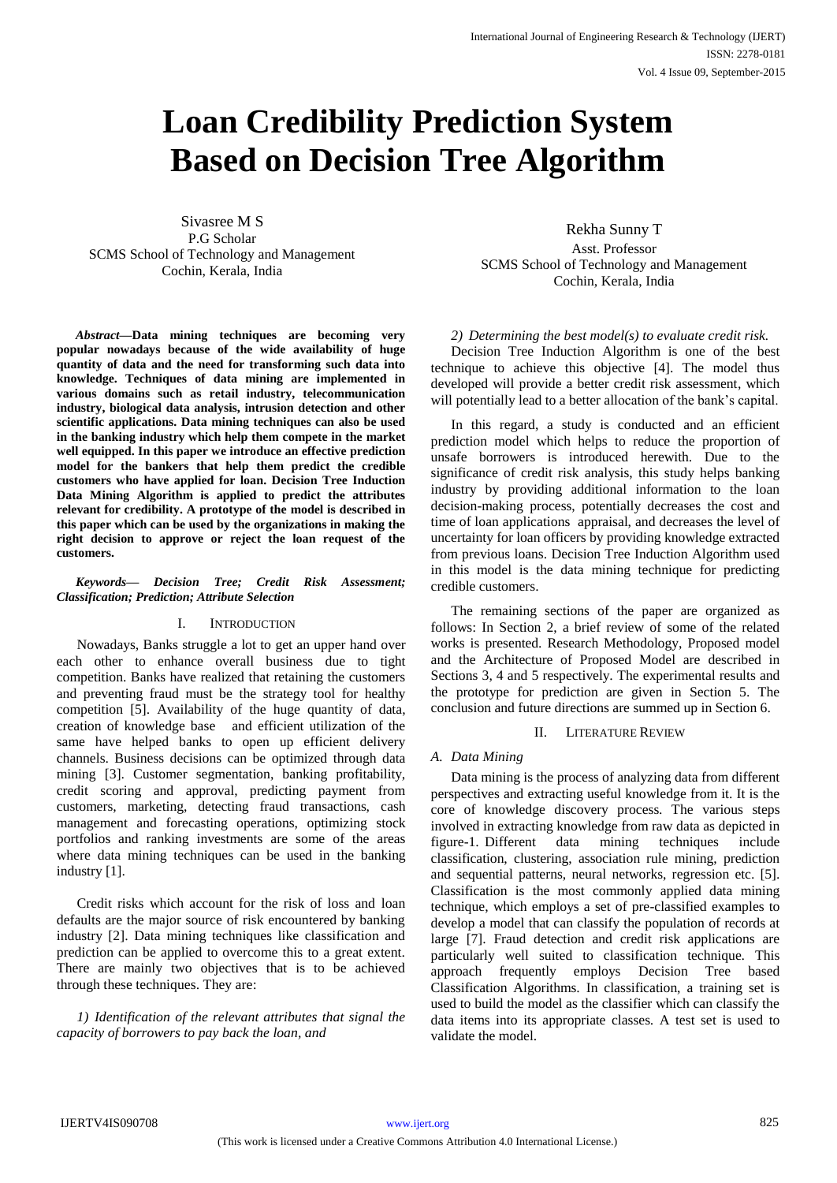# Loan Credibility Prediction System Based on Decision Tree Algorithm

Sivasree M S
P.G Scholar
SCMS School of Technology and Management
Cochin, Kerala, India

Rekha Sunny T
Asst. Professor
SCMS School of Technology and Management
Cochin, Kerala, India

***Abstract*—Data mining techniques are becoming very popular nowadays because of the wide availability of huge quantity of data and the need for transforming such data into knowledge. Techniques of data mining are implemented in various domains such as retail industry, telecommunication industry, biological data analysis, intrusion detection and other scientific applications. Data mining techniques can also be used in the banking industry which help them compete in the market well equipped. In this paper we introduce an effective prediction model for the bankers that help them predict the credible customers who have applied for loan. Decision Tree Induction Data Mining Algorithm is applied to predict the attributes relevant for credibility. A prototype of the model is described in this paper which can be used by the organizations in making the right decision to approve or reject the loan request of the customers.**

***Keywords— Decision Tree; Credit Risk Assessment; Classification; Prediction; Attribute Selection***

## I. Introduction

Nowadays, Banks struggle a lot to get an upper hand over each other to enhance overall business due to tight competition. Banks have realized that retaining the customers and preventing fraud must be the strategy tool for healthy competition [5]. Availability of the huge quantity of data, creation of knowledge base and efficient utilization of the same have helped banks to open up efficient delivery channels. Business decisions can be optimized through data mining [3]. Customer segmentation, banking profitability, credit scoring and approval, predicting payment from customers, marketing, detecting fraud transactions, cash management and forecasting operations, optimizing stock portfolios and ranking investments are some of the areas where data mining techniques can be used in the banking industry [1].

Credit risks which account for the risk of loss and loan defaults are the major source of risk encountered by banking industry [2]. Data mining techniques like classification and prediction can be applied to overcome this to a great extent. There are mainly two objectives that is to be achieved through these techniques. They are:

*1) Identification of the relevant attributes that signal the capacity of borrowers to pay back the loan, and*

*2) Determining the best model(s) to evaluate credit risk.*

Decision Tree Induction Algorithm is one of the best technique to achieve this objective [4]. The model thus developed will provide a better credit risk assessment, which will potentially lead to a better allocation of the bank's capital.

In this regard, a study is conducted and an efficient prediction model which helps to reduce the proportion of unsafe borrowers is introduced herewith. Due to the significance of credit risk analysis, this study helps banking industry by providing additional information to the loan decision-making process, potentially decreases the cost and time of loan applications appraisal, and decreases the level of uncertainty for loan officers by providing knowledge extracted from previous loans. Decision Tree Induction Algorithm used in this model is the data mining technique for predicting credible customers.

The remaining sections of the paper are organized as follows: In Section 2, a brief review of some of the related works is presented. Research Methodology, Proposed model and the Architecture of Proposed Model are described in Sections 3, 4 and 5 respectively. The experimental results and the prototype for prediction are given in Section 5. The conclusion and future directions are summed up in Section 6.

## II. Literature Review

### *A. Data Mining*

Data mining is the process of analyzing data from different perspectives and extracting useful knowledge from it. It is the core of knowledge discovery process. The various steps involved in extracting knowledge from raw data as depicted in figure-1. Different data mining techniques include classification, clustering, association rule mining, prediction and sequential patterns, neural networks, regression etc. [5]. Classification is the most commonly applied data mining technique, which employs a set of pre-classified examples to develop a model that can classify the population of records at large [7]. Fraud detection and credit risk applications are particularly well suited to classification technique. This approach frequently employs Decision Tree based Classification Algorithms. In classification, a training set is used to build the model as the classifier which can classify the data items into its appropriate classes. A test set is used to validate the model.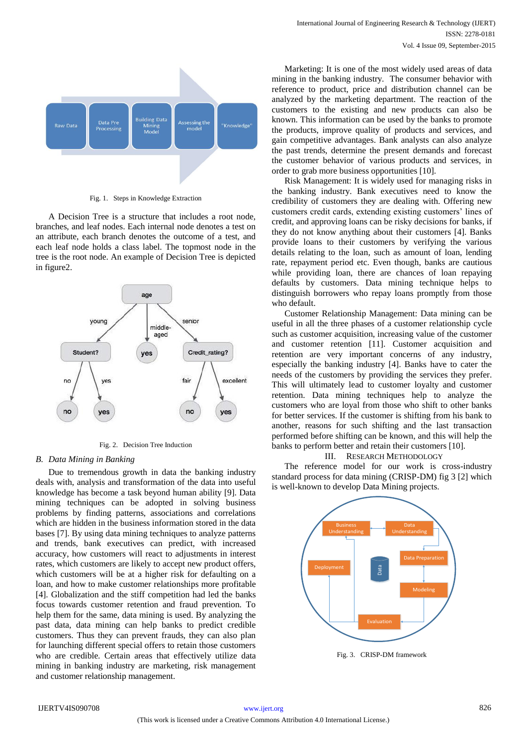Fig. 1. Steps in Knowledge Extraction

A Decision Tree is a structure that includes a root node, branches, and leaf nodes. Each internal node denotes a test on an attribute, each branch denotes the outcome of a test, and each leaf node holds a class label. The topmost node in the tree is the root node. An example of Decision Tree is depicted in figure2.

Fig. 2. Decision Tree Induction

### *B. Data Mining in Banking*

Due to tremendous growth in data the banking industry deals with, analysis and transformation of the data into useful knowledge has become a task beyond human ability [9]. Data mining techniques can be adopted in solving business problems by finding patterns, associations and correlations which are hidden in the business information stored in the data bases [7]. By using data mining techniques to analyze patterns and trends, bank executives can predict, with increased accuracy, how customers will react to adjustments in interest rates, which customers are likely to accept new product offers, which customers will be at a higher risk for defaulting on a loan, and how to make customer relationships more profitable [4]. Globalization and the stiff competition had led the banks focus towards customer retention and fraud prevention. To help them for the same, data mining is used. By analyzing the past data, data mining can help banks to predict credible customers. Thus they can prevent frauds, they can also plan for launching different special offers to retain those customers who are credible. Certain areas that effectively utilize data mining in banking industry are marketing, risk management and customer relationship management.

Marketing: It is one of the most widely used areas of data mining in the banking industry. The consumer behavior with reference to product, price and distribution channel can be analyzed by the marketing department. The reaction of the customers to the existing and new products can also be known. This information can be used by the banks to promote the products, improve quality of products and services, and gain competitive advantages. Bank analysts can also analyze the past trends, determine the present demands and forecast the customer behavior of various products and services, in order to grab more business opportunities [10].

Risk Management: It is widely used for managing risks in the banking industry. Bank executives need to know the credibility of customers they are dealing with. Offering new customers credit cards, extending existing customers' lines of credit, and approving loans can be risky decisions for banks, if they do not know anything about their customers [4]. Banks provide loans to their customers by verifying the various details relating to the loan, such as amount of loan, lending rate, repayment period etc. Even though, banks are cautious while providing loan, there are chances of loan repaying defaults by customers. Data mining technique helps to distinguish borrowers who repay loans promptly from those who default.

Customer Relationship Management: Data mining can be useful in all the three phases of a customer relationship cycle such as customer acquisition, increasing value of the customer and customer retention [11]. Customer acquisition and retention are very important concerns of any industry, especially the banking industry [4]. Banks have to cater the needs of the customers by providing the services they prefer. This will ultimately lead to customer loyalty and customer retention. Data mining techniques help to analyze the customers who are loyal from those who shift to other banks for better services. If the customer is shifting from his bank to another, reasons for such shifting and the last transaction performed before shifting can be known, and this will help the banks to perform better and retain their customers [10].

## III. RESEARCH METHODOLOGY

The reference model for our work is cross-industry standard process for data mining (CRISP-DM) fig 3 [2] which is well-known to develop Data Mining projects.

Fig. 3. CRISP-DM framework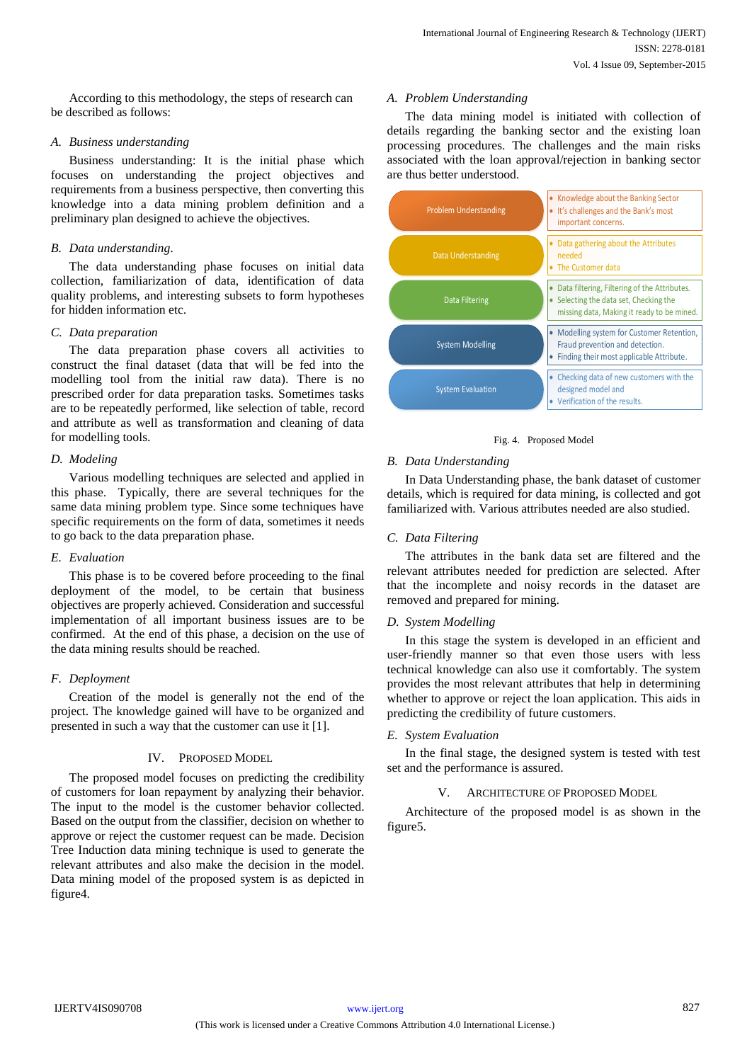According to this methodology, the steps of research can be described as follows:

### A. Business understanding

Business understanding: It is the initial phase which focuses on understanding the project objectives and requirements from a business perspective, then converting this knowledge into a data mining problem definition and a preliminary plan designed to achieve the objectives.

### B. Data understanding.

The data understanding phase focuses on initial data collection, familiarization of data, identification of data quality problems, and interesting subsets to form hypotheses for hidden information etc.

### C. Data preparation

The data preparation phase covers all activities to construct the final dataset (data that will be fed into the modelling tool from the initial raw data). There is no prescribed order for data preparation tasks. Sometimes tasks are to be repeatedly performed, like selection of table, record and attribute as well as transformation and cleaning of data for modelling tools.

### D. Modeling

Various modelling techniques are selected and applied in this phase. Typically, there are several techniques for the same data mining problem type. Since some techniques have specific requirements on the form of data, sometimes it needs to go back to the data preparation phase.

### E. Evaluation

This phase is to be covered before proceeding to the final deployment of the model, to be certain that business objectives are properly achieved. Consideration and successful implementation of all important business issues are to be confirmed. At the end of this phase, a decision on the use of the data mining results should be reached.

### F. Deployment

Creation of the model is generally not the end of the project. The knowledge gained will have to be organized and presented in such a way that the customer can use it [1].

## IV. Proposed Model

The proposed model focuses on predicting the credibility of customers for loan repayment by analyzing their behavior. The input to the model is the customer behavior collected. Based on the output from the classifier, decision on whether to approve or reject the customer request can be made. Decision Tree Induction data mining technique is used to generate the relevant attributes and also make the decision in the model. Data mining model of the proposed system is as depicted in figure4.

### A. Problem Understanding

The data mining model is initiated with collection of details regarding the banking sector and the existing loan processing procedures. The challenges and the main risks associated with the loan approval/rejection in banking sector are thus better understood.

| Stage | Description |
|---|---|
| Problem Understanding | • Knowledge about the Banking Sector<br>• It's challenges and the Bank's most important concerns. |
| Data Understanding | • Data gathering about the Attributes needed<br>• The Customer data |
| Data Filtering | • Data filtering, Filtering of the Attributes.<br>• Selecting the data set, Checking the missing data, Making it ready to be mined. |
| System Modelling | • Modelling system for Customer Retention, Fraud prevention and detection.<br>• Finding their most applicable Attribute. |
| System Evaluation | • Checking data of new customers with the designed model and<br>• Verification of the results. |

Fig. 4. Proposed Model

### B. Data Understanding

In Data Understanding phase, the bank dataset of customer details, which is required for data mining, is collected and got familiarized with. Various attributes needed are also studied.

### C. Data Filtering

The attributes in the bank data set are filtered and the relevant attributes needed for prediction are selected. After that the incomplete and noisy records in the dataset are removed and prepared for mining.

### D. System Modelling

In this stage the system is developed in an efficient and user-friendly manner so that even those users with less technical knowledge can also use it comfortably. The system provides the most relevant attributes that help in determining whether to approve or reject the loan application. This aids in predicting the credibility of future customers.

### E. System Evaluation

In the final stage, the designed system is tested with test set and the performance is assured.

## V. Architecture of Proposed Model

Architecture of the proposed model is as shown in the figure5.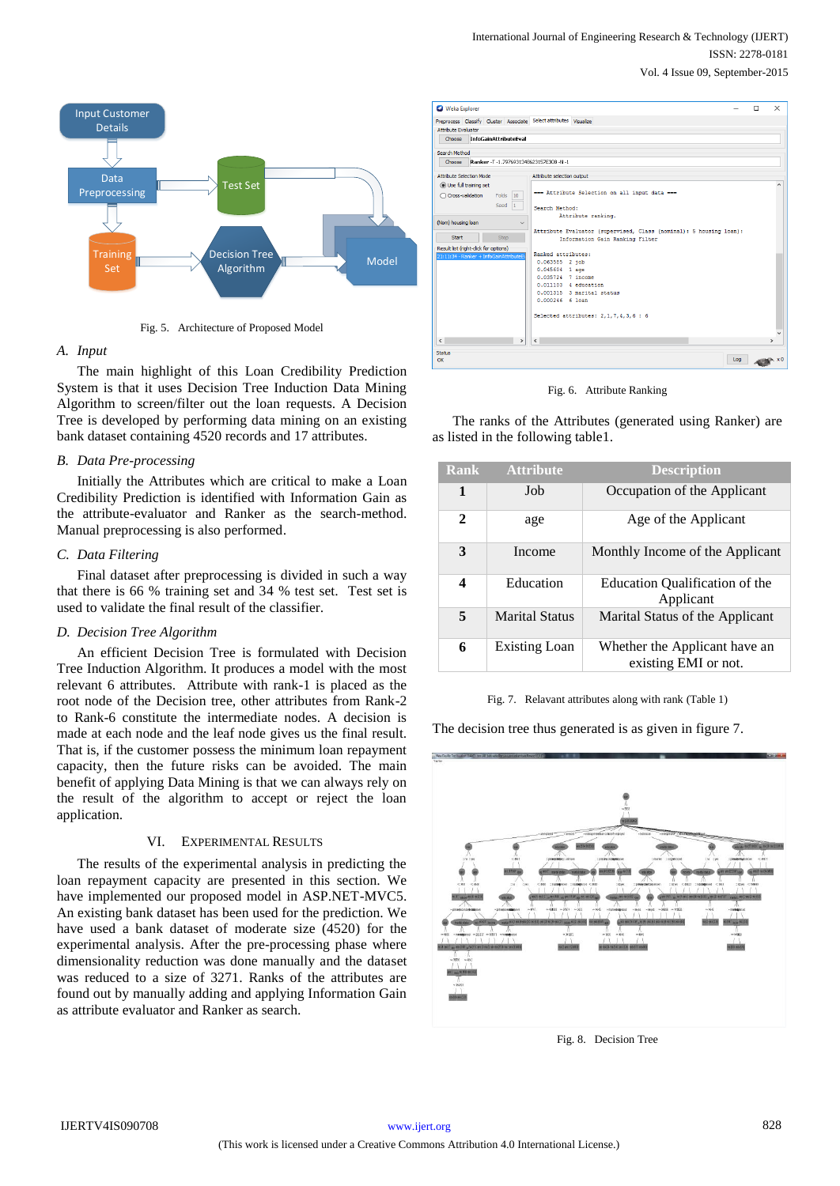Fig. 5. Architecture of Proposed Model

### A. Input

The main highlight of this Loan Credibility Prediction System is that it uses Decision Tree Induction Data Mining Algorithm to screen/filter out the loan requests. A Decision Tree is developed by performing data mining on an existing bank dataset containing 4520 records and 17 attributes.

### B. Data Pre-processing

Initially the Attributes which are critical to make a Loan Credibility Prediction is identified with Information Gain as the attribute-evaluator and Ranker as the search-method. Manual preprocessing is also performed.

### C. Data Filtering

Final dataset after preprocessing is divided in such a way that there is 66 % training set and 34 % test set. Test set is used to validate the final result of the classifier.

### D. Decision Tree Algorithm

An efficient Decision Tree is formulated with Decision Tree Induction Algorithm. It produces a model with the most relevant 6 attributes. Attribute with rank-1 is placed as the root node of the Decision tree, other attributes from Rank-2 to Rank-6 constitute the intermediate nodes. A decision is made at each node and the leaf node gives us the final result. That is, if the customer possess the minimum loan repayment capacity, then the future risks can be avoided. The main benefit of applying Data Mining is that we can always rely on the result of the algorithm to accept or reject the loan application.

## VI. EXPERIMENTAL RESULTS

The results of the experimental analysis in predicting the loan repayment capacity are presented in this section. We have implemented our proposed model in ASP.NET-MVC5. An existing bank dataset has been used for the prediction. We have used a bank dataset of moderate size (4520) for the experimental analysis. After the pre-processing phase where dimensionality reduction was done manually and the dataset was reduced to a size of 3271. Ranks of the attributes are found out by manually adding and applying Information Gain as attribute evaluator and Ranker as search.

Fig. 6. Attribute Ranking

The ranks of the Attributes (generated using Ranker) are as listed in the following table1.

| Rank | Attribute | Description |
|---|---|---|
| 1 | Job | Occupation of the Applicant |
| 2 | age | Age of the Applicant |
| 3 | Income | Monthly Income of the Applicant |
| 4 | Education | Education Qualification of the Applicant |
| 5 | Marital Status | Marital Status of the Applicant |
| 6 | Existing Loan | Whether the Applicant have an existing EMI or not. |

Fig. 7. Relevant attributes along with rank (Table 1)

The decision tree thus generated is as given in figure 7.

Fig. 8. Decision Tree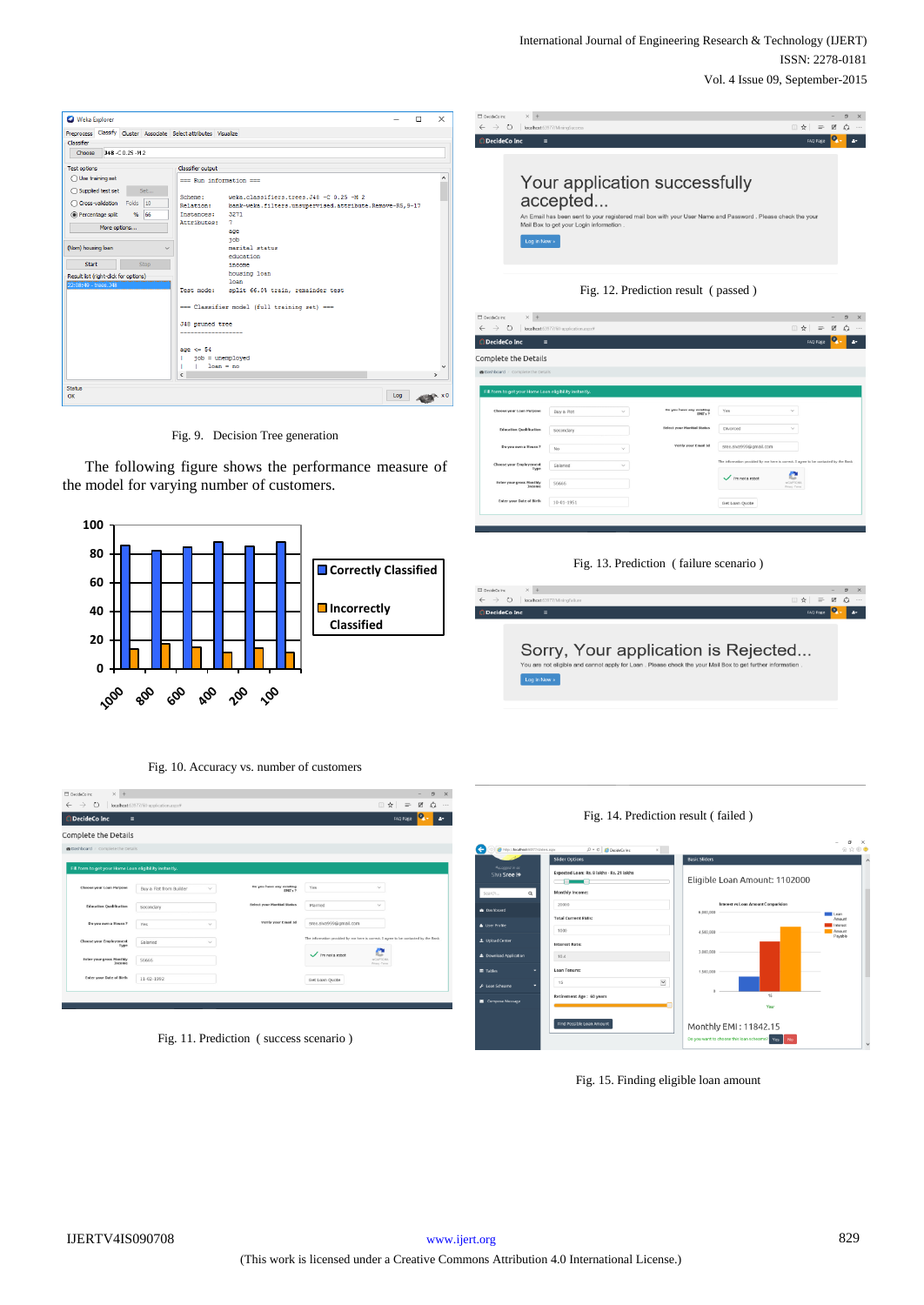Fig. 9. Decision Tree generation

The following figure shows the performance measure of the model for varying number of customers.

Fig. 10. Accuracy vs. number of customers

Fig. 11. Prediction ( success scenario )

Fig. 12. Prediction result ( passed )

Fig. 13. Prediction ( failure scenario )

Fig. 14. Prediction result ( failed )

Fig. 15. Finding eligible loan amount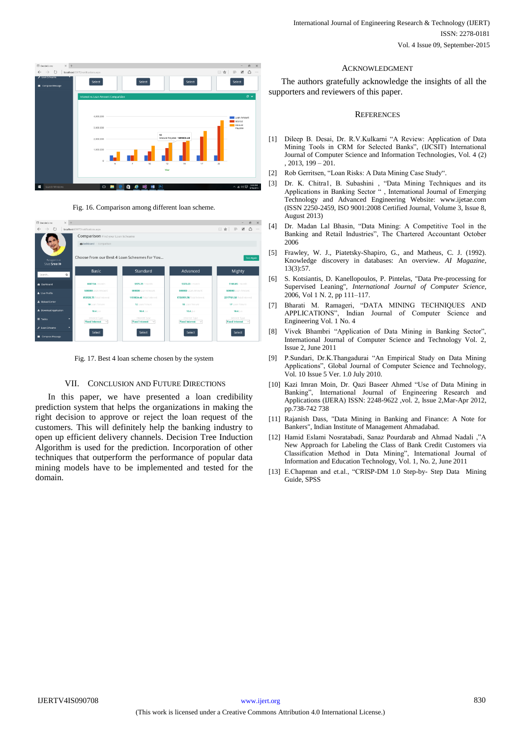Fig. 16. Comparison among different loan scheme.

Fig. 17. Best 4 loan scheme chosen by the system

## VII. CONCLUSION AND FUTURE DIRECTIONS

In this paper, we have presented a loan credibility prediction system that helps the organizations in making the right decision to approve or reject the loan request of the customers. This will definitely help the banking industry to open up efficient delivery channels. Decision Tree Induction Algorithm is used for the prediction. Incorporation of other techniques that outperform the performance of popular data mining models have to be implemented and tested for the domain.

## ACKNOWLEDGMENT

The authors gratefully acknowledge the insights of all the supporters and reviewers of this paper.

## REFERENCES

[1] Dileep B. Desai, Dr. R.V.Kulkarni “A Review: Application of Data Mining Tools in CRM for Selected Banks”, (IJCSIT) International Journal of Computer Science and Information Technologies, Vol. 4 (2) , 2013, 199 – 201.

[2] Rob Gerritsen, “Loan Risks: A Data Mining Case Study“.

[3] Dr. K. Chitra1, B. Subashini , “Data Mining Techniques and its Applications in Banking Sector “ , International Journal of Emerging Technology and Advanced Engineering Website: www.ijetae.com (ISSN 2250-2459, ISO 9001:2008 Certified Journal, Volume 3, Issue 8, August 2013)

[4] Dr. Madan Lal Bhasin, “Data Mining: A Competitive Tool in the Banking and Retail Industries”, The Chartered Accountant October 2006

[5] Frawley, W. J., Piatetsky-Shapiro, G., and Matheus, C. J. (1992). Knowledge discovery in databases: An overview. *AI Magazine*, 13(3):57.

[6] S. Kotsiantis, D. Kanellopoulos, P. Pintelas, "Data Pre-processing for Supervised Leaning", *International Journal of Computer Science*, 2006, Vol 1 N. 2, pp 111–117.

[7] Bharati M. Ramageri, “DATA MINING TECHNIQUES AND APPLICATIONS”, Indian Journal of Computer Science and Engineering Vol. 1 No. 4

[8] Vivek Bhambri “Application of Data Mining in Banking Sector”, International Journal of Computer Science and Technology Vol. 2, Issue 2, June 2011

[9] P.Sundari, Dr.K.Thangadurai “An Empirical Study on Data Mining Applications”, Global Journal of Computer Science and Technology, Vol. 10 Issue 5 Ver. 1.0 July 2010.

[10] Kazi Imran Moin, Dr. Qazi Baseer Ahmed “Use of Data Mining in Banking”, International Journal of Engineering Research and Applications (IJERA) ISSN: 2248-9622 ,vol. 2, Issue 2,Mar-Apr 2012, pp.738-742 738

[11] Rajanish Dass, "Data Mining in Banking and Finance: A Note for Bankers", Indian Institute of Management Ahmadabad.

[12] Hamid Eslami Nosratabadi, Sanaz Pourdarab and Ahmad Nadali ,"A New Approach for Labeling the Class of Bank Credit Customers via Classification Method in Data Mining", International Journal of Information and Education Technology, Vol. 1, No. 2, June 2011

[13] E.Chapman and et.al., “CRISP-DM 1.0 Step-by- Step Data Mining Guide, SPSS